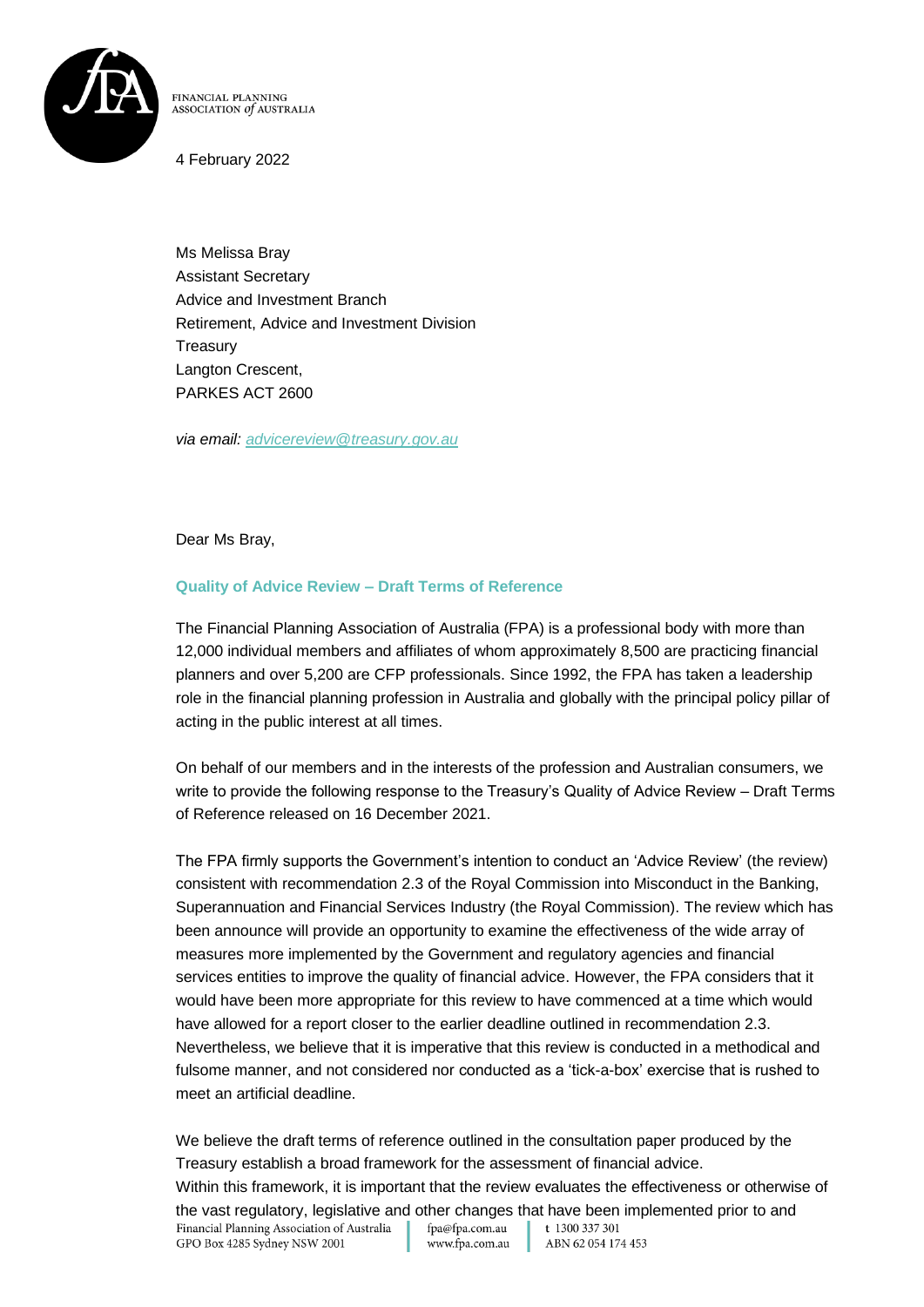FINANCIAL PLANNING ASSOCIATION *of* AUSTRALIA

4 February 2022

Ms Melissa Bray
Assistant Secretary
Advice and Investment Branch
Retirement, Advice and Investment Division
Treasury
Langton Crescent,
PARKES ACT 2600

*via email: advicereview@treasury.gov.au*

Dear Ms Bray,

**Quality of Advice Review – Draft Terms of Reference**

The Financial Planning Association of Australia (FPA) is a professional body with more than 12,000 individual members and affiliates of whom approximately 8,500 are practicing financial planners and over 5,200 are CFP professionals. Since 1992, the FPA has taken a leadership role in the financial planning profession in Australia and globally with the principal policy pillar of acting in the public interest at all times.

On behalf of our members and in the interests of the profession and Australian consumers, we write to provide the following response to the Treasury's Quality of Advice Review – Draft Terms of Reference released on 16 December 2021.

The FPA firmly supports the Government's intention to conduct an 'Advice Review' (the review) consistent with recommendation 2.3 of the Royal Commission into Misconduct in the Banking, Superannuation and Financial Services Industry (the Royal Commission). The review which has been announce will provide an opportunity to examine the effectiveness of the wide array of measures more implemented by the Government and regulatory agencies and financial services entities to improve the quality of financial advice. However, the FPA considers that it would have been more appropriate for this review to have commenced at a time which would have allowed for a report closer to the earlier deadline outlined in recommendation 2.3. Nevertheless, we believe that it is imperative that this review is conducted in a methodical and fulsome manner, and not considered nor conducted as a 'tick-a-box' exercise that is rushed to meet an artificial deadline.

We believe the draft terms of reference outlined in the consultation paper produced by the Treasury establish a broad framework for the assessment of financial advice.
Within this framework, it is important that the review evaluates the effectiveness or otherwise of the vast regulatory, legislative and other changes that have been implemented prior to and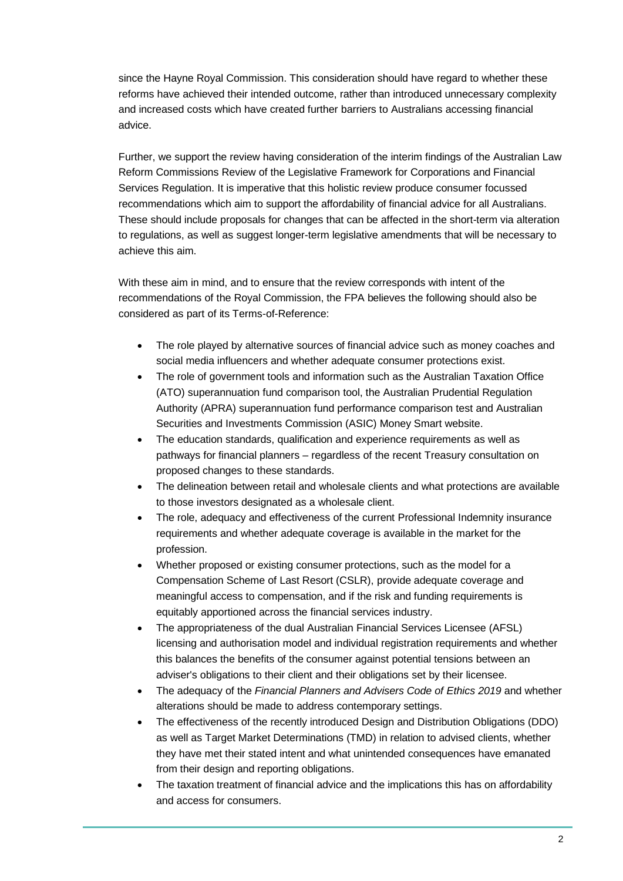since the Hayne Royal Commission. This consideration should have regard to whether these reforms have achieved their intended outcome, rather than introduced unnecessary complexity and increased costs which have created further barriers to Australians accessing financial advice.

Further, we support the review having consideration of the interim findings of the Australian Law Reform Commissions Review of the Legislative Framework for Corporations and Financial Services Regulation. It is imperative that this holistic review produce consumer focussed recommendations which aim to support the affordability of financial advice for all Australians. These should include proposals for changes that can be affected in the short-term via alteration to regulations, as well as suggest longer-term legislative amendments that will be necessary to achieve this aim.

With these aim in mind, and to ensure that the review corresponds with intent of the recommendations of the Royal Commission, the FPA believes the following should also be considered as part of its Terms-of-Reference:

- The role played by alternative sources of financial advice such as money coaches and social media influencers and whether adequate consumer protections exist.
- The role of government tools and information such as the Australian Taxation Office (ATO) superannuation fund comparison tool, the Australian Prudential Regulation Authority (APRA) superannuation fund performance comparison test and Australian Securities and Investments Commission (ASIC) Money Smart website.
- The education standards, qualification and experience requirements as well as pathways for financial planners – regardless of the recent Treasury consultation on proposed changes to these standards.
- The delineation between retail and wholesale clients and what protections are available to those investors designated as a wholesale client.
- The role, adequacy and effectiveness of the current Professional Indemnity insurance requirements and whether adequate coverage is available in the market for the profession.
- Whether proposed or existing consumer protections, such as the model for a Compensation Scheme of Last Resort (CSLR), provide adequate coverage and meaningful access to compensation, and if the risk and funding requirements is equitably apportioned across the financial services industry.
- The appropriateness of the dual Australian Financial Services Licensee (AFSL) licensing and authorisation model and individual registration requirements and whether this balances the benefits of the consumer against potential tensions between an adviser's obligations to their client and their obligations set by their licensee.
- The adequacy of the *Financial Planners and Advisers Code of Ethics 2019* and whether alterations should be made to address contemporary settings.
- The effectiveness of the recently introduced Design and Distribution Obligations (DDO) as well as Target Market Determinations (TMD) in relation to advised clients, whether they have met their stated intent and what unintended consequences have emanated from their design and reporting obligations.
- The taxation treatment of financial advice and the implications this has on affordability and access for consumers.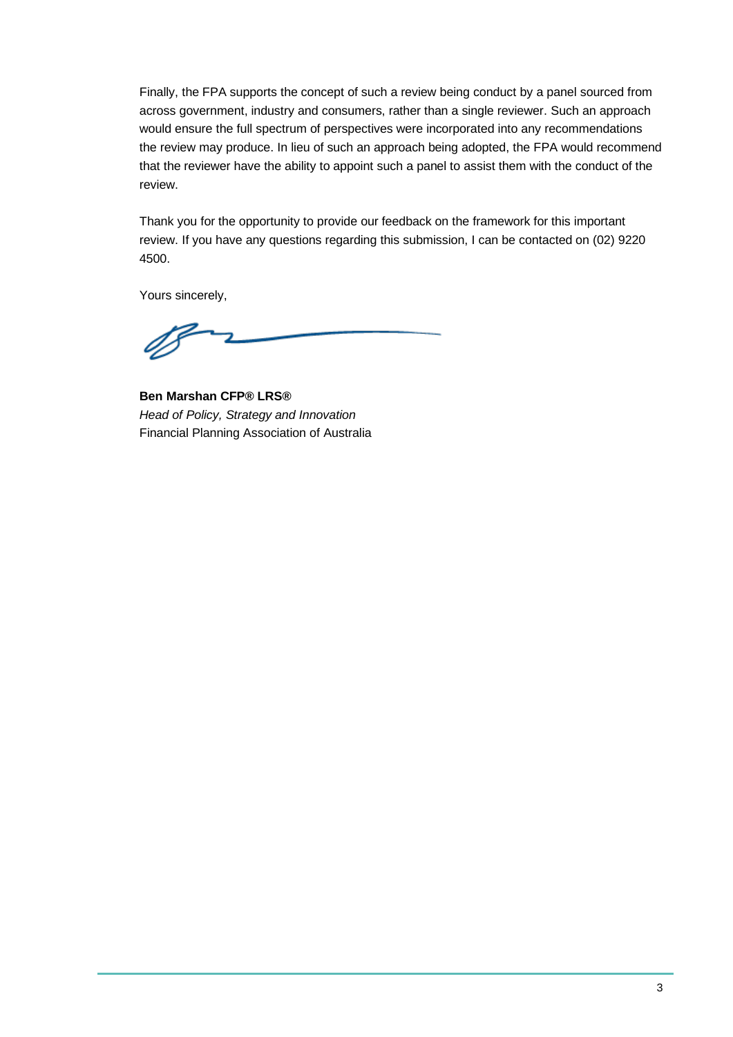Finally, the FPA supports the concept of such a review being conduct by a panel sourced from across government, industry and consumers, rather than a single reviewer. Such an approach would ensure the full spectrum of perspectives were incorporated into any recommendations the review may produce. In lieu of such an approach being adopted, the FPA would recommend that the reviewer have the ability to appoint such a panel to assist them with the conduct of the review.

Thank you for the opportunity to provide our feedback on the framework for this important review. If you have any questions regarding this submission, I can be contacted on (02) 9220 4500.

Yours sincerely,

**Ben Marshan CFP® LRS®**
*Head of Policy, Strategy and Innovation*
Financial Planning Association of Australia